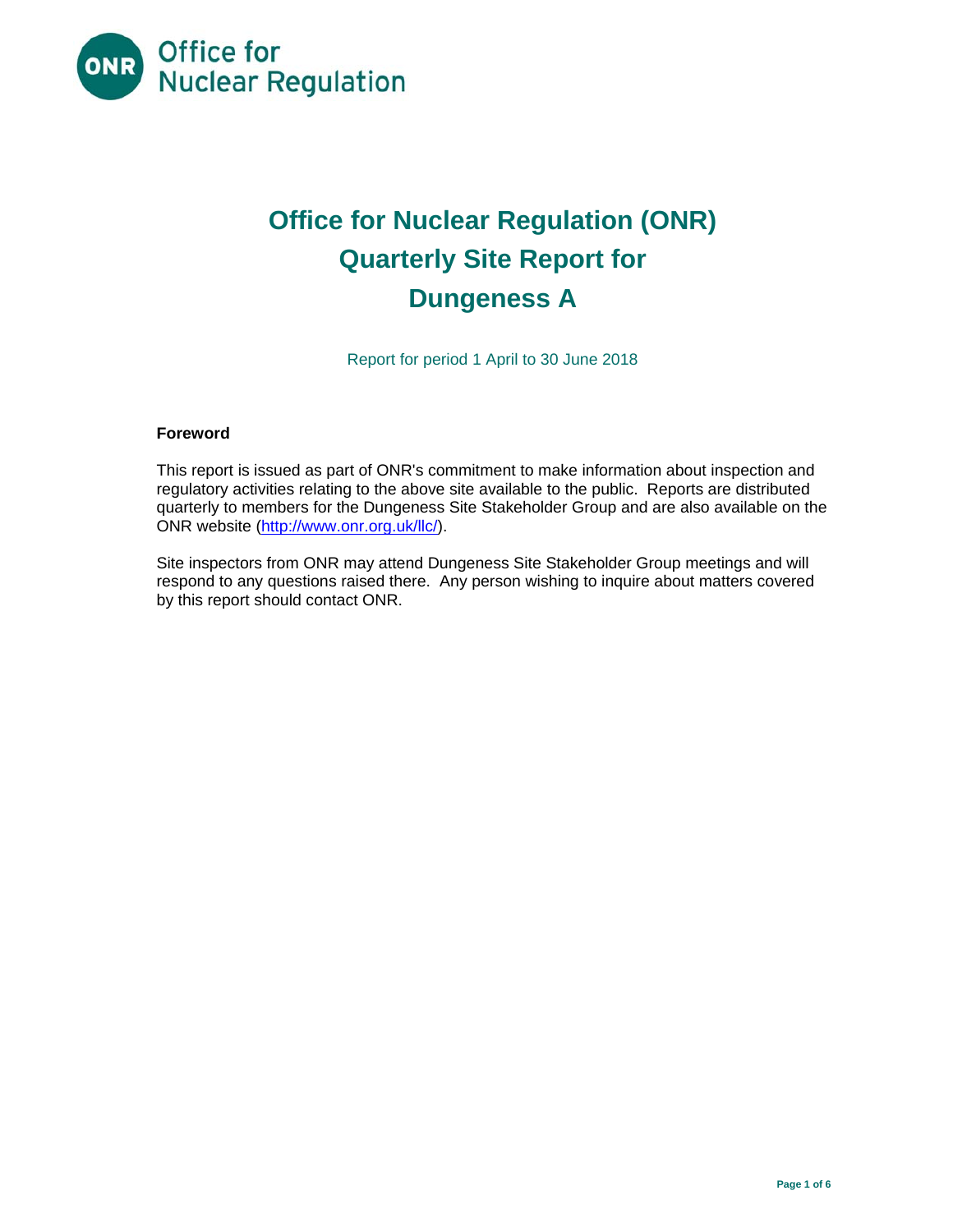# Office for Nuclear Regulation (ONR)
# Quarterly Site Report for
# Dungeness A

Report for period 1 April to 30 June 2018

**Foreword**

This report is issued as part of ONR's commitment to make information about inspection and regulatory activities relating to the above site available to the public. Reports are distributed quarterly to members for the Dungeness Site Stakeholder Group and are also available on the ONR website (http://www.onr.org.uk/llc/).

Site inspectors from ONR may attend Dungeness Site Stakeholder Group meetings and will respond to any questions raised there. Any person wishing to inquire about matters covered by this report should contact ONR.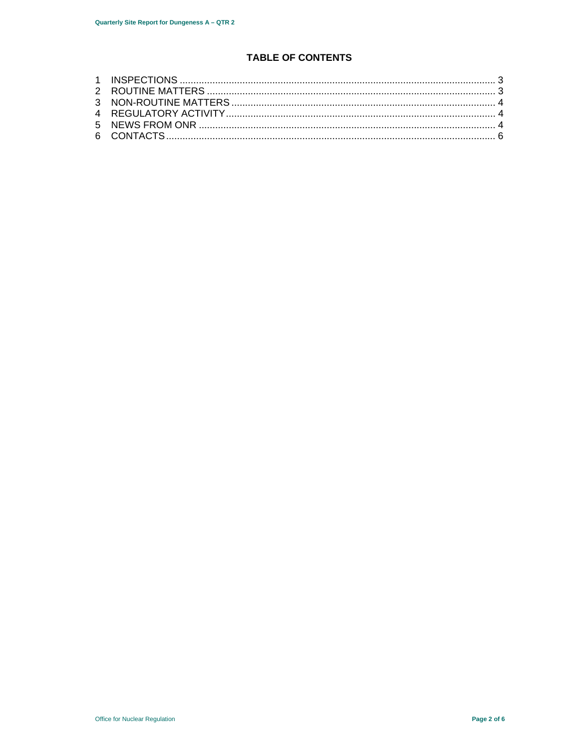# TABLE OF CONTENTS

1 INSPECTIONS ........................................................................................................ 3
2 ROUTINE MATTERS .............................................................................................. 3
3 NON-ROUTINE MATTERS ..................................................................................... 4
4 REGULATORY ACTIVITY ...................................................................................... 4
5 NEWS FROM ONR ................................................................................................ 4
6 CONTACTS ............................................................................................................ 6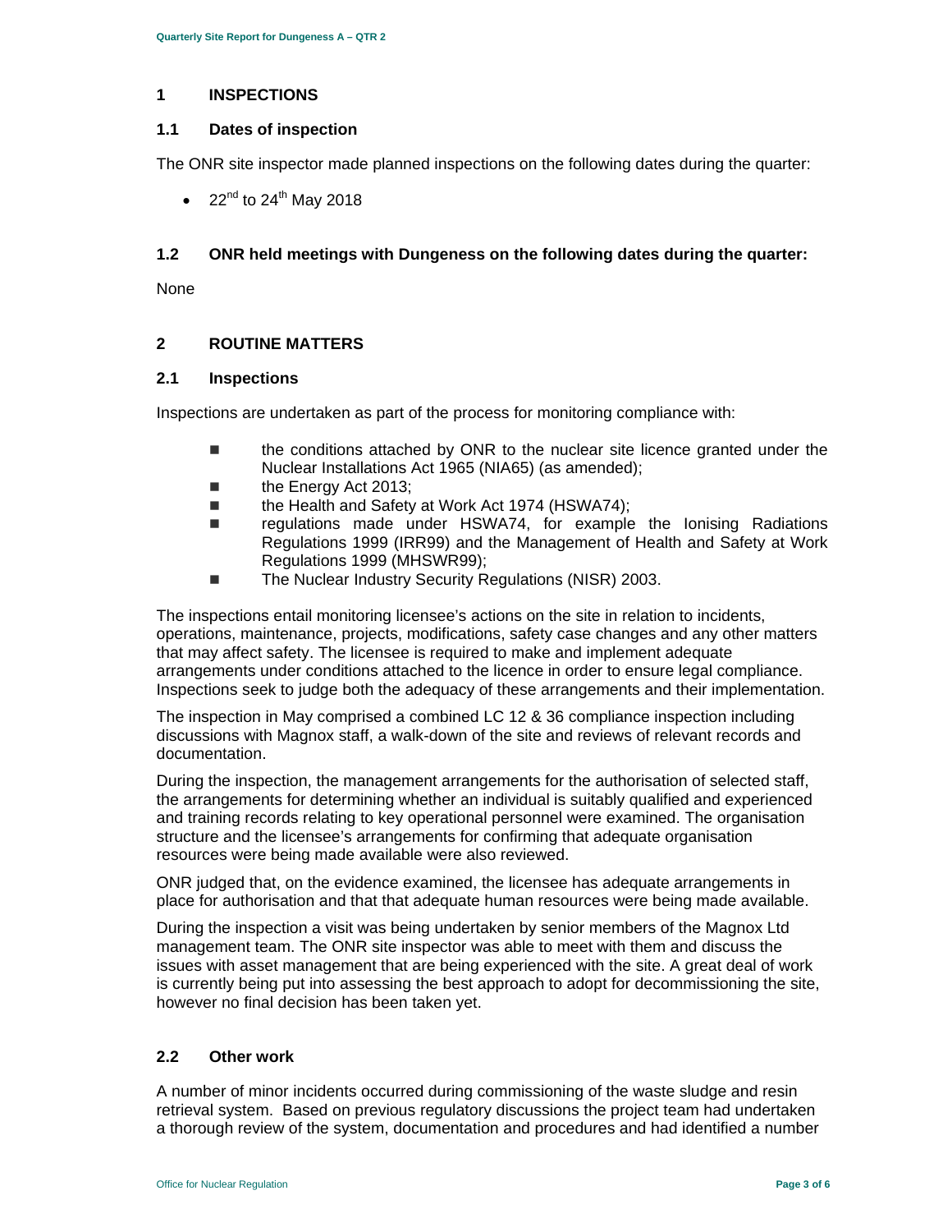## 1 INSPECTIONS

### 1.1 Dates of inspection

The ONR site inspector made planned inspections on the following dates during the quarter:

- 22nd to 24th May 2018

### 1.2 ONR held meetings with Dungeness on the following dates during the quarter:

None

## 2 ROUTINE MATTERS

### 2.1 Inspections

Inspections are undertaken as part of the process for monitoring compliance with:

- the conditions attached by ONR to the nuclear site licence granted under the Nuclear Installations Act 1965 (NIA65) (as amended);
- the Energy Act 2013;
- the Health and Safety at Work Act 1974 (HSWA74);
- regulations made under HSWA74, for example the Ionising Radiations Regulations 1999 (IRR99) and the Management of Health and Safety at Work Regulations 1999 (MHSWR99);
- The Nuclear Industry Security Regulations (NISR) 2003.

The inspections entail monitoring licensee's actions on the site in relation to incidents, operations, maintenance, projects, modifications, safety case changes and any other matters that may affect safety. The licensee is required to make and implement adequate arrangements under conditions attached to the licence in order to ensure legal compliance. Inspections seek to judge both the adequacy of these arrangements and their implementation.

The inspection in May comprised a combined LC 12 & 36 compliance inspection including discussions with Magnox staff, a walk-down of the site and reviews of relevant records and documentation.

During the inspection, the management arrangements for the authorisation of selected staff, the arrangements for determining whether an individual is suitably qualified and experienced and training records relating to key operational personnel were examined. The organisation structure and the licensee's arrangements for confirming that adequate organisation resources were being made available were also reviewed.

ONR judged that, on the evidence examined, the licensee has adequate arrangements in place for authorisation and that that adequate human resources were being made available.

During the inspection a visit was being undertaken by senior members of the Magnox Ltd management team. The ONR site inspector was able to meet with them and discuss the issues with asset management that are being experienced with the site. A great deal of work is currently being put into assessing the best approach to adopt for decommissioning the site, however no final decision has been taken yet.

### 2.2 Other work

A number of minor incidents occurred during commissioning of the waste sludge and resin retrieval system. Based on previous regulatory discussions the project team had undertaken a thorough review of the system, documentation and procedures and had identified a number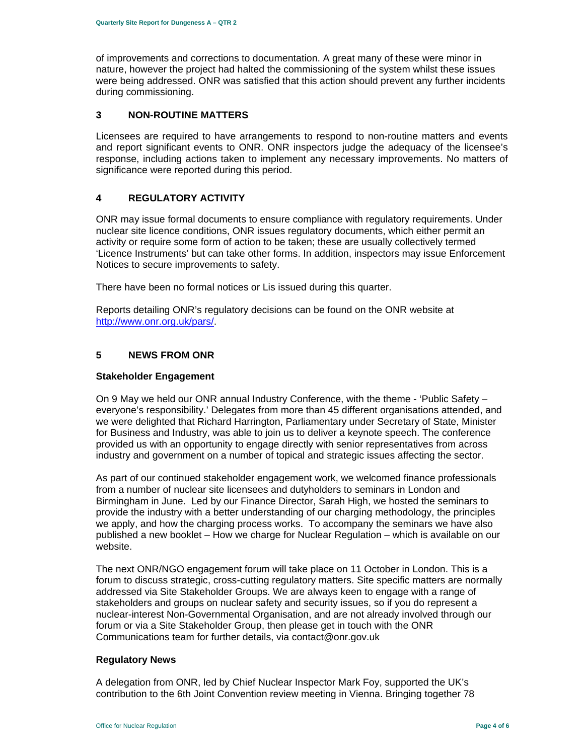of improvements and corrections to documentation. A great many of these were minor in nature, however the project had halted the commissioning of the system whilst these issues were being addressed. ONR was satisfied that this action should prevent any further incidents during commissioning.

## 3 NON-ROUTINE MATTERS

Licensees are required to have arrangements to respond to non-routine matters and events and report significant events to ONR. ONR inspectors judge the adequacy of the licensee's response, including actions taken to implement any necessary improvements. No matters of significance were reported during this period.

## 4 REGULATORY ACTIVITY

ONR may issue formal documents to ensure compliance with regulatory requirements. Under nuclear site licence conditions, ONR issues regulatory documents, which either permit an activity or require some form of action to be taken; these are usually collectively termed 'Licence Instruments' but can take other forms. In addition, inspectors may issue Enforcement Notices to secure improvements to safety.

There have been no formal notices or Lis issued during this quarter.

Reports detailing ONR's regulatory decisions can be found on the ONR website at http://www.onr.org.uk/pars/.

## 5 NEWS FROM ONR

### Stakeholder Engagement

On 9 May we held our ONR annual Industry Conference, with the theme - 'Public Safety – everyone's responsibility.' Delegates from more than 45 different organisations attended, and we were delighted that Richard Harrington, Parliamentary under Secretary of State, Minister for Business and Industry, was able to join us to deliver a keynote speech. The conference provided us with an opportunity to engage directly with senior representatives from across industry and government on a number of topical and strategic issues affecting the sector.

As part of our continued stakeholder engagement work, we welcomed finance professionals from a number of nuclear site licensees and dutyholders to seminars in London and Birmingham in June. Led by our Finance Director, Sarah High, we hosted the seminars to provide the industry with a better understanding of our charging methodology, the principles we apply, and how the charging process works. To accompany the seminars we have also published a new booklet – How we charge for Nuclear Regulation – which is available on our website.

The next ONR/NGO engagement forum will take place on 11 October in London. This is a forum to discuss strategic, cross-cutting regulatory matters. Site specific matters are normally addressed via Site Stakeholder Groups. We are always keen to engage with a range of stakeholders and groups on nuclear safety and security issues, so if you do represent a nuclear-interest Non-Governmental Organisation, and are not already involved through our forum or via a Site Stakeholder Group, then please get in touch with the ONR Communications team for further details, via contact@onr.gov.uk

### Regulatory News

A delegation from ONR, led by Chief Nuclear Inspector Mark Foy, supported the UK's contribution to the 6th Joint Convention review meeting in Vienna. Bringing together 78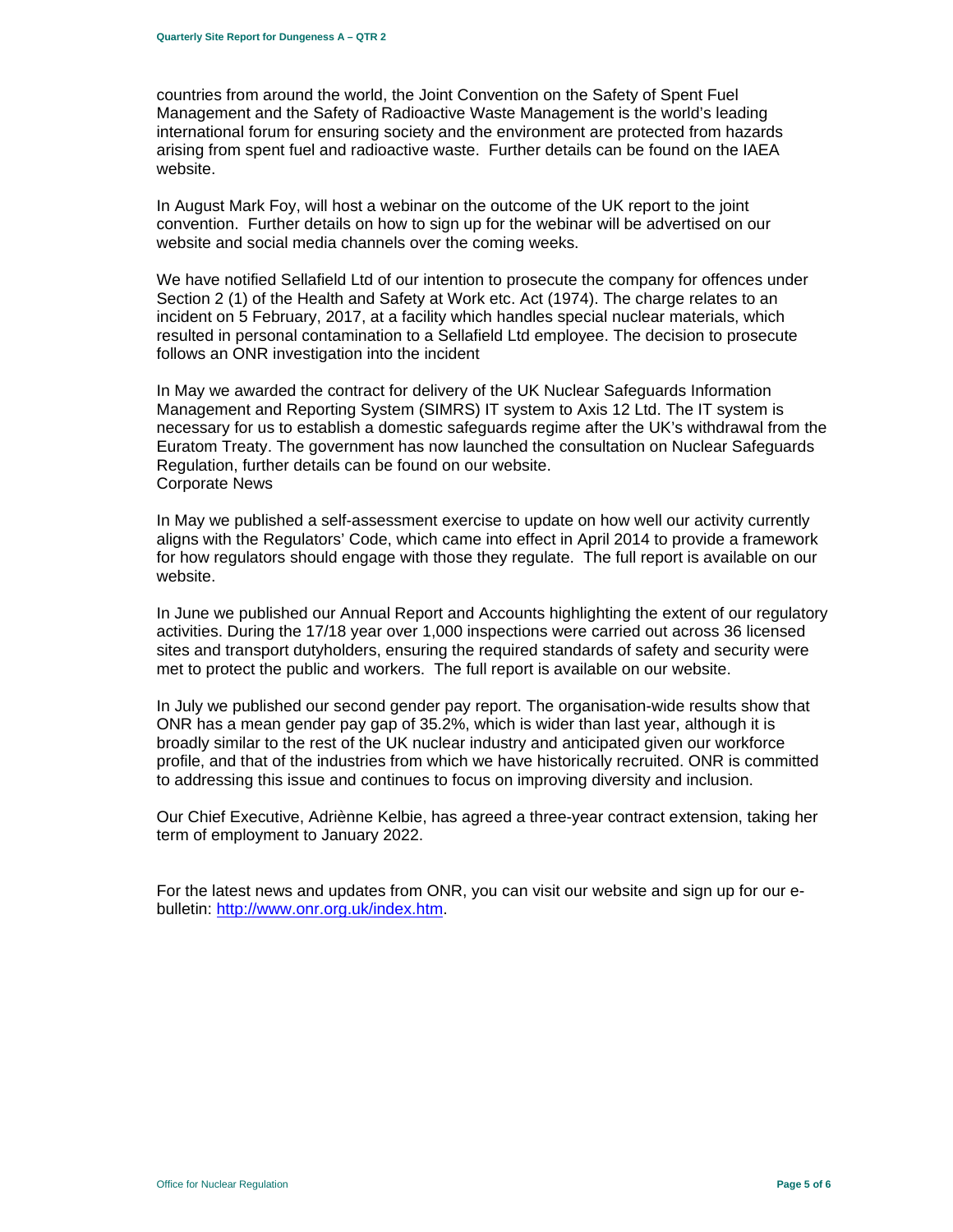countries from around the world, the Joint Convention on the Safety of Spent Fuel Management and the Safety of Radioactive Waste Management is the world's leading international forum for ensuring society and the environment are protected from hazards arising from spent fuel and radioactive waste. Further details can be found on the IAEA website.

In August Mark Foy, will host a webinar on the outcome of the UK report to the joint convention. Further details on how to sign up for the webinar will be advertised on our website and social media channels over the coming weeks.

We have notified Sellafield Ltd of our intention to prosecute the company for offences under Section 2 (1) of the Health and Safety at Work etc. Act (1974). The charge relates to an incident on 5 February, 2017, at a facility which handles special nuclear materials, which resulted in personal contamination to a Sellafield Ltd employee. The decision to prosecute follows an ONR investigation into the incident

In May we awarded the contract for delivery of the UK Nuclear Safeguards Information Management and Reporting System (SIMRS) IT system to Axis 12 Ltd. The IT system is necessary for us to establish a domestic safeguards regime after the UK's withdrawal from the Euratom Treaty. The government has now launched the consultation on Nuclear Safeguards Regulation, further details can be found on our website.

Corporate News

In May we published a self-assessment exercise to update on how well our activity currently aligns with the Regulators' Code, which came into effect in April 2014 to provide a framework for how regulators should engage with those they regulate. The full report is available on our website.

In June we published our Annual Report and Accounts highlighting the extent of our regulatory activities. During the 17/18 year over 1,000 inspections were carried out across 36 licensed sites and transport dutyholders, ensuring the required standards of safety and security were met to protect the public and workers. The full report is available on our website.

In July we published our second gender pay report. The organisation-wide results show that ONR has a mean gender pay gap of 35.2%, which is wider than last year, although it is broadly similar to the rest of the UK nuclear industry and anticipated given our workforce profile, and that of the industries from which we have historically recruited. ONR is committed to addressing this issue and continues to focus on improving diversity and inclusion.

Our Chief Executive, Adriènne Kelbie, has agreed a three-year contract extension, taking her term of employment to January 2022.

For the latest news and updates from ONR, you can visit our website and sign up for our e-bulletin: [http://www.onr.org.uk/index.htm](http://www.onr.org.uk/index.htm).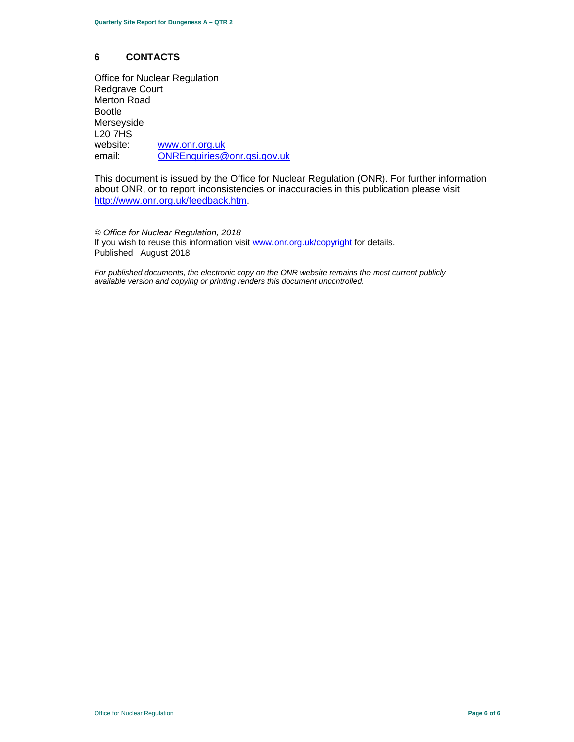## 6 CONTACTS

Office for Nuclear Regulation
Redgrave Court
Merton Road
Bootle
Merseyside
L20 7HS
website: www.onr.org.uk
email: ONREnquiries@onr.gsi.gov.uk

This document is issued by the Office for Nuclear Regulation (ONR). For further information about ONR, or to report inconsistencies or inaccuracies in this publication please visit http://www.onr.org.uk/feedback.htm.

*© Office for Nuclear Regulation, 2018*
If you wish to reuse this information visit www.onr.org.uk/copyright for details.
Published August 2018

*For published documents, the electronic copy on the ONR website remains the most current publicly available version and copying or printing renders this document uncontrolled.*